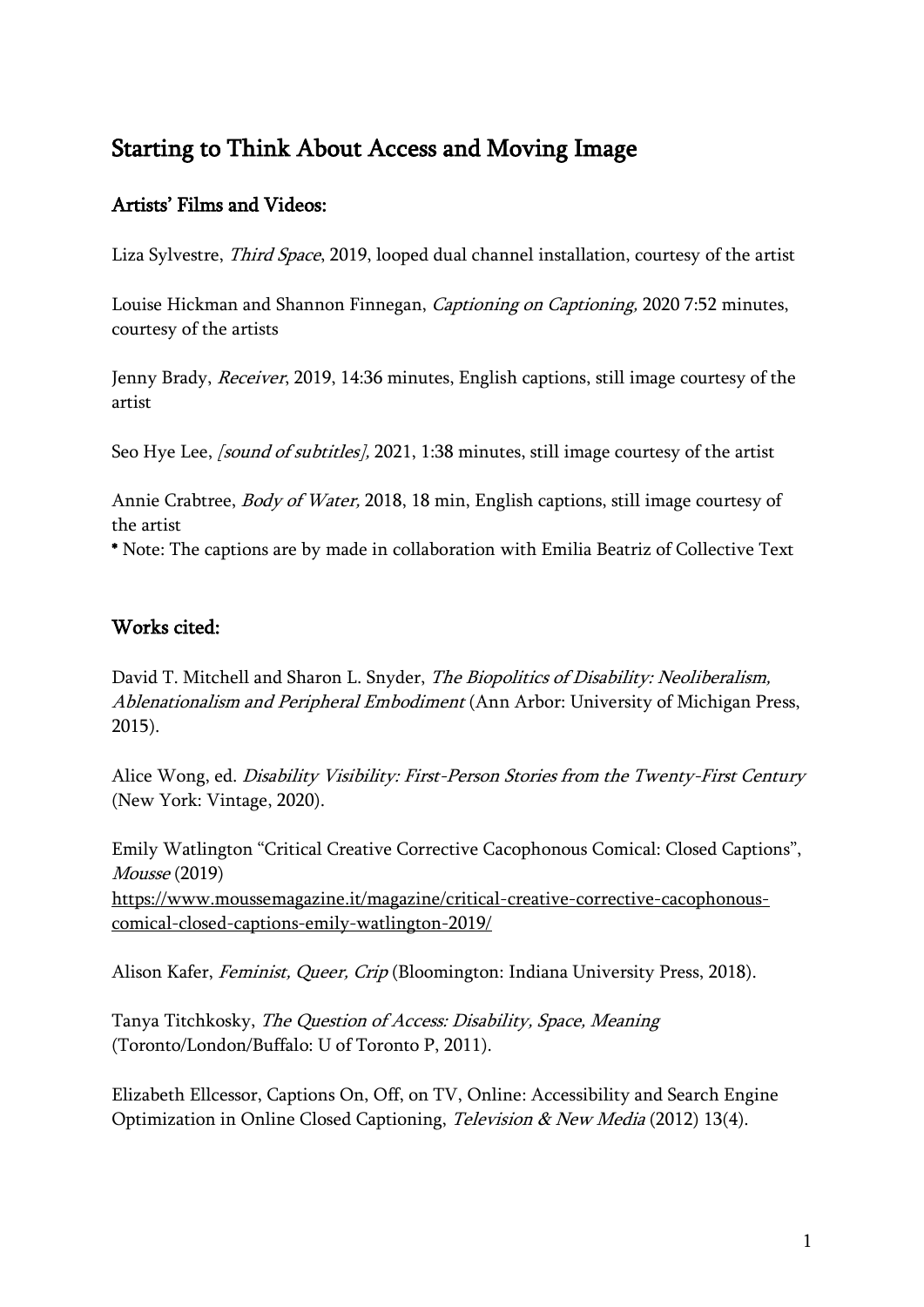# Starting to Think About Access and Moving Image

## Artists' Films and Videos:

Liza Sylvestre, *Third Space*, 2019, looped dual channel installation, courtesy of the artist

Louise Hickman and Shannon Finnegan, *Captioning on Captioning,* 2020 7:52 minutes, courtesy of the artists

Jenny Brady, *Receiver*, 2019, 14:36 minutes, English captions, still image courtesy of the artist

Seo Hye Lee, *[sound of subtitles],* 2021, 1:38 minutes, still image courtesy of the artist

Annie Crabtree, *Body of Water,* 2018, 18 min, English captions, still image courtesy of the artist
* Note: The captions are by made in collaboration with Emilia Beatriz of Collective Text

## Works cited:

David T. Mitchell and Sharon L. Snyder, *The Biopolitics of Disability: Neoliberalism, Ablenationalism and Peripheral Embodiment* (Ann Arbor: University of Michigan Press, 2015).

Alice Wong, ed. *Disability Visibility: First-Person Stories from the Twenty-First Century* (New York: Vintage, 2020).

Emily Watlington "Critical Creative Corrective Cacophonous Comical: Closed Captions", *Mousse* (2019)
https://www.moussemagazine.it/magazine/critical-creative-corrective-cacophonous-comical-closed-captions-emily-watlington-2019/

Alison Kafer, *Feminist, Queer, Crip* (Bloomington: Indiana University Press, 2018).

Tanya Titchkosky, *The Question of Access: Disability, Space, Meaning* (Toronto/London/Buffalo: U of Toronto P, 2011).

Elizabeth Ellcessor, Captions On, Off, on TV, Online: Accessibility and Search Engine Optimization in Online Closed Captioning, *Television & New Media* (2012) 13(4).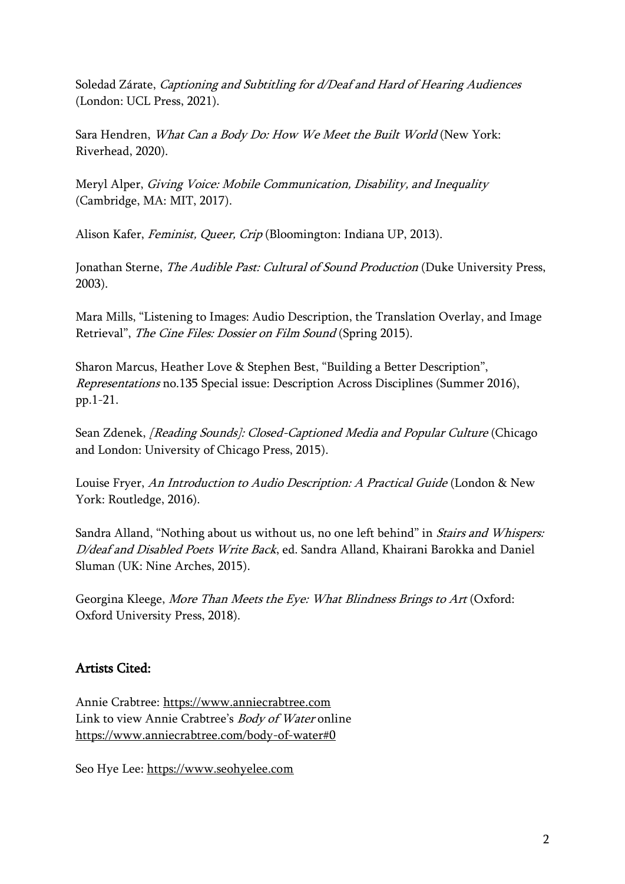Soledad Zárate, *Captioning and Subtitling for d/Deaf and Hard of Hearing Audiences* (London: UCL Press, 2021).

Sara Hendren, *What Can a Body Do: How We Meet the Built World* (New York: Riverhead, 2020).

Meryl Alper, *Giving Voice: Mobile Communication, Disability, and Inequality* (Cambridge, MA: MIT, 2017).

Alison Kafer, *Feminist, Queer, Crip* (Bloomington: Indiana UP, 2013).

Jonathan Sterne, *The Audible Past: Cultural of Sound Production* (Duke University Press, 2003).

Mara Mills, "Listening to Images: Audio Description, the Translation Overlay, and Image Retrieval", *The Cine Files: Dossier on Film Sound* (Spring 2015).

Sharon Marcus, Heather Love & Stephen Best, "Building a Better Description", *Representations* no.135 Special issue: Description Across Disciplines (Summer 2016), pp.1-21.

Sean Zdenek, *[Reading Sounds]: Closed-Captioned Media and Popular Culture* (Chicago and London: University of Chicago Press, 2015).

Louise Fryer, *An Introduction to Audio Description: A Practical Guide* (London & New York: Routledge, 2016).

Sandra Alland, "Nothing about us without us, no one left behind" in *Stairs and Whispers: D/deaf and Disabled Poets Write Back*, ed. Sandra Alland, Khairani Barokka and Daniel Sluman (UK: Nine Arches, 2015).

Georgina Kleege, *More Than Meets the Eye: What Blindness Brings to Art* (Oxford: Oxford University Press, 2018).

## Artists Cited:

Annie Crabtree: https://www.anniecrabtree.com
Link to view Annie Crabtree's *Body of Water* online
https://www.anniecrabtree.com/body-of-water#0

Seo Hye Lee: https://www.seohyelee.com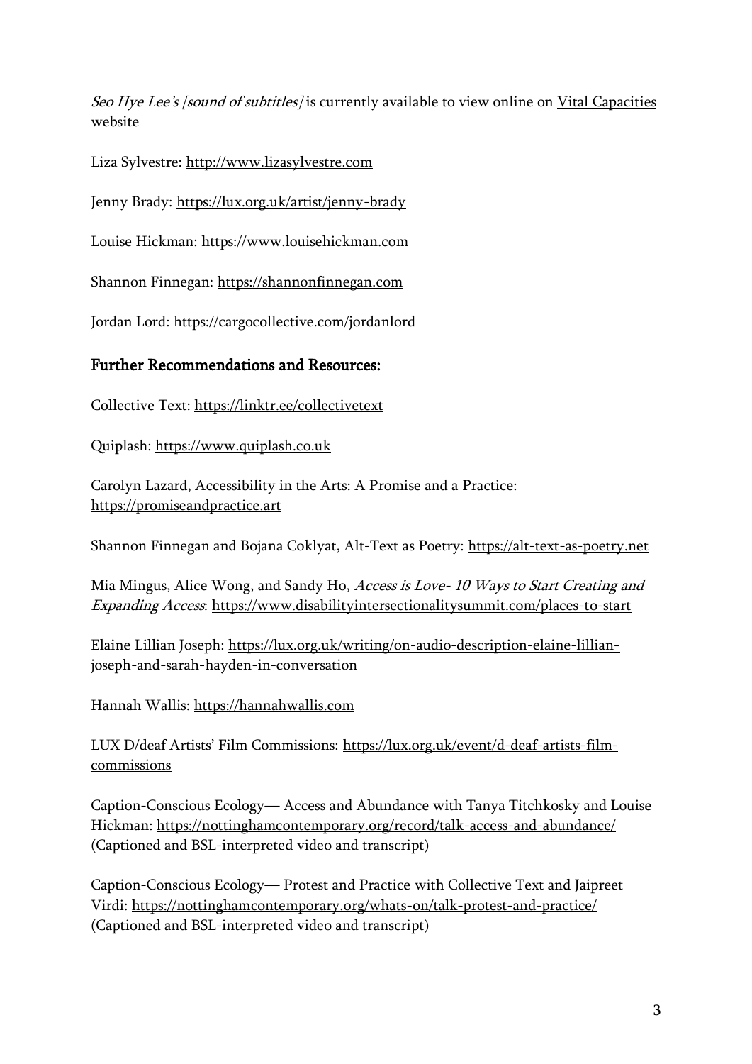*Seo Hye Lee's [sound of subtitles]* is currently available to view online on [Vital Capacities website]

Liza Sylvestre: http://www.lizasylvestre.com

Jenny Brady: https://lux.org.uk/artist/jenny-brady

Louise Hickman: https://www.louisehickman.com

Shannon Finnegan: https://shannonfinnegan.com

Jordan Lord: https://cargocollective.com/jordanlord

## Further Recommendations and Resources:

Collective Text: https://linktr.ee/collectivetext

Quiplash: https://www.quiplash.co.uk

Carolyn Lazard, Accessibility in the Arts: A Promise and a Practice: https://promiseandpractice.art

Shannon Finnegan and Bojana Coklyat, Alt-Text as Poetry: https://alt-text-as-poetry.net

Mia Mingus, Alice Wong, and Sandy Ho, *Access is Love- 10 Ways to Start Creating and Expanding Access*: https://www.disabilityintersectionalitysummit.com/places-to-start

Elaine Lillian Joseph: https://lux.org.uk/writing/on-audio-description-elaine-lillian-joseph-and-sarah-hayden-in-conversation

Hannah Wallis: https://hannahwallis.com

LUX D/deaf Artists' Film Commissions: https://lux.org.uk/event/d-deaf-artists-film-commissions

Caption-Conscious Ecology— Access and Abundance with Tanya Titchkosky and Louise Hickman: https://nottinghamcontemporary.org/record/talk-access-and-abundance/ (Captioned and BSL-interpreted video and transcript)

Caption-Conscious Ecology— Protest and Practice with Collective Text and Jaipreet Virdi: https://nottinghamcontemporary.org/whats-on/talk-protest-and-practice/ (Captioned and BSL-interpreted video and transcript)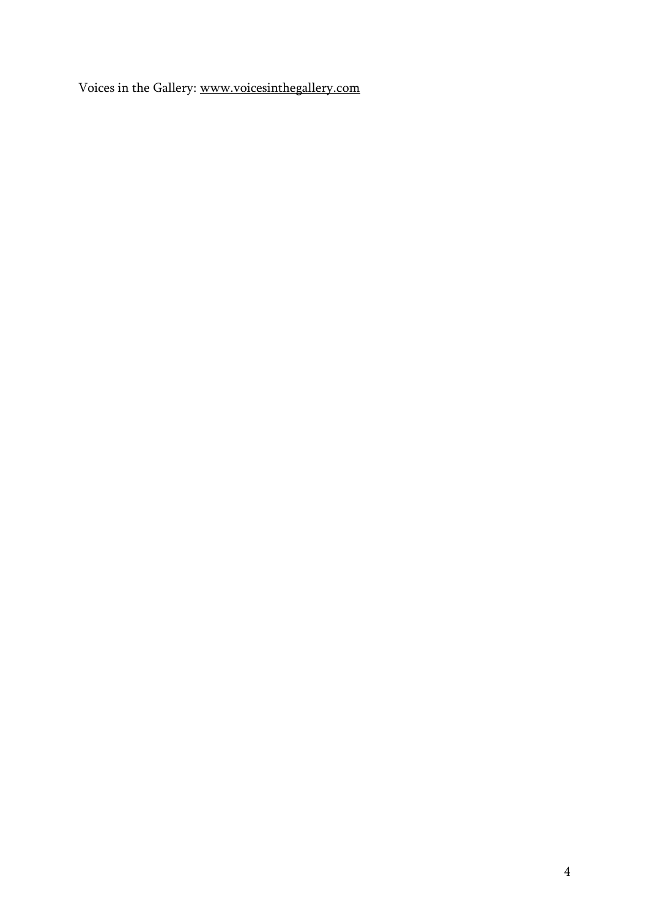Voices in the Gallery: www.voicesinthegallery.com